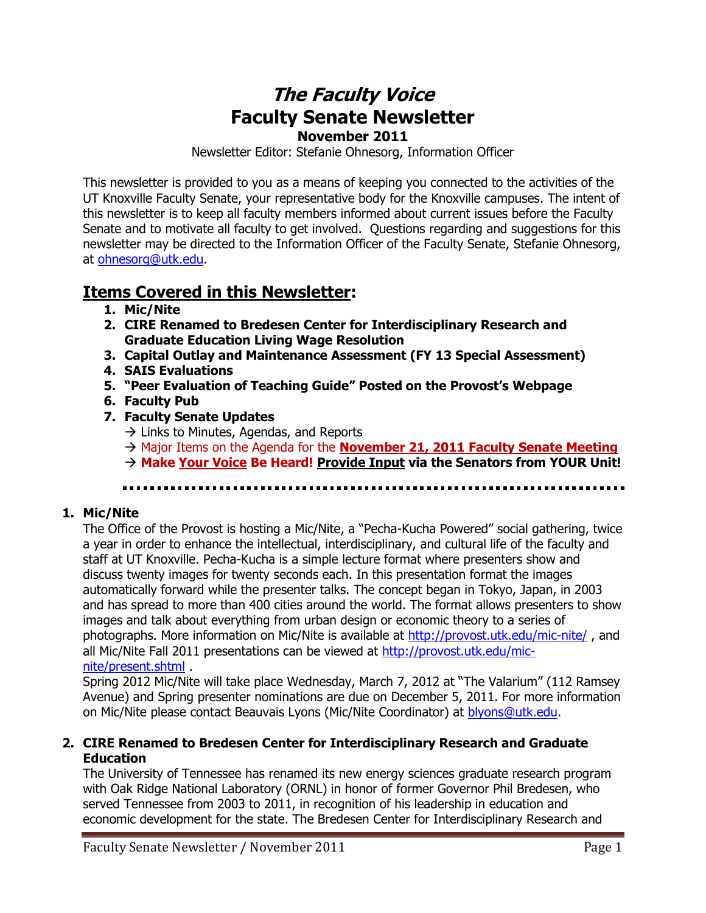# *The Faculty Voice*
# Faculty Senate Newsletter
## November 2011

Newsletter Editor: Stefanie Ohnesorg, Information Officer

This newsletter is provided to you as a means of keeping you connected to the activities of the UT Knoxville Faculty Senate, your representative body for the Knoxville campuses. The intent of this newsletter is to keep all faculty members informed about current issues before the Faculty Senate and to motivate all faculty to get involved. Questions regarding and suggestions for this newsletter may be directed to the Information Officer of the Faculty Senate, Stefanie Ohnesorg, at ohnesorg@utk.edu.

## Items Covered in this Newsletter:

1. **Mic/Nite**
2. **CIRE Renamed to Bredesen Center for Interdisciplinary Research and Graduate Education Living Wage Resolution**
3. **Capital Outlay and Maintenance Assessment (FY 13 Special Assessment)**
4. **SAIS Evaluations**
5. **"Peer Evaluation of Teaching Guide" Posted on the Provost's Webpage**
6. **Faculty Pub**
7. **Faculty Senate Updates**
   - → Links to Minutes, Agendas, and Reports
   - → Major Items on the Agenda for the **November 21, 2011 Faculty Senate Meeting**
   - → **Make Your Voice Be Heard! Provide Input via the Senators from YOUR Unit!**

---

### 1. Mic/Nite

The Office of the Provost is hosting a Mic/Nite, a "Pecha-Kucha Powered" social gathering, twice a year in order to enhance the intellectual, interdisciplinary, and cultural life of the faculty and staff at UT Knoxville. Pecha-Kucha is a simple lecture format where presenters show and discuss twenty images for twenty seconds each. In this presentation format the images automatically forward while the presenter talks. The concept began in Tokyo, Japan, in 2003 and has spread to more than 400 cities around the world. The format allows presenters to show images and talk about everything from urban design or economic theory to a series of photographs. More information on Mic/Nite is available at http://provost.utk.edu/mic-nite/ , and all Mic/Nite Fall 2011 presentations can be viewed at http://provost.utk.edu/mic-nite/present.shtml .

Spring 2012 Mic/Nite will take place Wednesday, March 7, 2012 at "The Valarium" (112 Ramsey Avenue) and Spring presenter nominations are due on December 5, 2011. For more information on Mic/Nite please contact Beauvais Lyons (Mic/Nite Coordinator) at blyons@utk.edu.

### 2. CIRE Renamed to Bredesen Center for Interdisciplinary Research and Graduate Education

The University of Tennessee has renamed its new energy sciences graduate research program with Oak Ridge National Laboratory (ORNL) in honor of former Governor Phil Bredesen, who served Tennessee from 2003 to 2011, in recognition of his leadership in education and economic development for the state. The Bredesen Center for Interdisciplinary Research and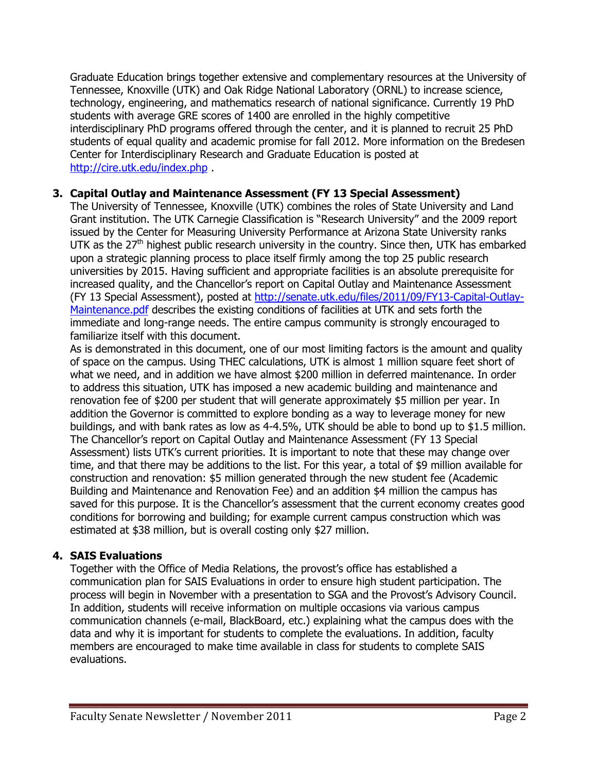Graduate Education brings together extensive and complementary resources at the University of Tennessee, Knoxville (UTK) and Oak Ridge National Laboratory (ORNL) to increase science, technology, engineering, and mathematics research of national significance. Currently 19 PhD students with average GRE scores of 1400 are enrolled in the highly competitive interdisciplinary PhD programs offered through the center, and it is planned to recruit 25 PhD students of equal quality and academic promise for fall 2012. More information on the Bredesen Center for Interdisciplinary Research and Graduate Education is posted at [http://cire.utk.edu/index.php](http://cire.utk.edu/index.php) .

**3. Capital Outlay and Maintenance Assessment (FY 13 Special Assessment)**

The University of Tennessee, Knoxville (UTK) combines the roles of State University and Land Grant institution. The UTK Carnegie Classification is "Research University" and the 2009 report issued by the Center for Measuring University Performance at Arizona State University ranks UTK as the 27th highest public research university in the country. Since then, UTK has embarked upon a strategic planning process to place itself firmly among the top 25 public research universities by 2015. Having sufficient and appropriate facilities is an absolute prerequisite for increased quality, and the Chancellor's report on Capital Outlay and Maintenance Assessment (FY 13 Special Assessment), posted at [http://senate.utk.edu/files/2011/09/FY13-Capital-Outlay-Maintenance.pdf](http://senate.utk.edu/files/2011/09/FY13-Capital-Outlay-Maintenance.pdf) describes the existing conditions of facilities at UTK and sets forth the immediate and long-range needs. The entire campus community is strongly encouraged to familiarize itself with this document.

As is demonstrated in this document, one of our most limiting factors is the amount and quality of space on the campus. Using THEC calculations, UTK is almost 1 million square feet short of what we need, and in addition we have almost $200 million in deferred maintenance. In order to address this situation, UTK has imposed a new academic building and maintenance and renovation fee of $200 per student that will generate approximately $5 million per year. In addition the Governor is committed to explore bonding as a way to leverage money for new buildings, and with bank rates as low as 4-4.5%, UTK should be able to bond up to $1.5 million. The Chancellor's report on Capital Outlay and Maintenance Assessment (FY 13 Special Assessment) lists UTK's current priorities. It is important to note that these may change over time, and that there may be additions to the list. For this year, a total of $9 million available for construction and renovation: $5 million generated through the new student fee (Academic Building and Maintenance and Renovation Fee) and an addition $4 million the campus has saved for this purpose. It is the Chancellor's assessment that the current economy creates good conditions for borrowing and building; for example current campus construction which was estimated at $38 million, but is overall costing only $27 million.

**4. SAIS Evaluations**

Together with the Office of Media Relations, the provost's office has established a communication plan for SAIS Evaluations in order to ensure high student participation. The process will begin in November with a presentation to SGA and the Provost's Advisory Council. In addition, students will receive information on multiple occasions via various campus communication channels (e-mail, BlackBoard, etc.) explaining what the campus does with the data and why it is important for students to complete the evaluations. In addition, faculty members are encouraged to make time available in class for students to complete SAIS evaluations.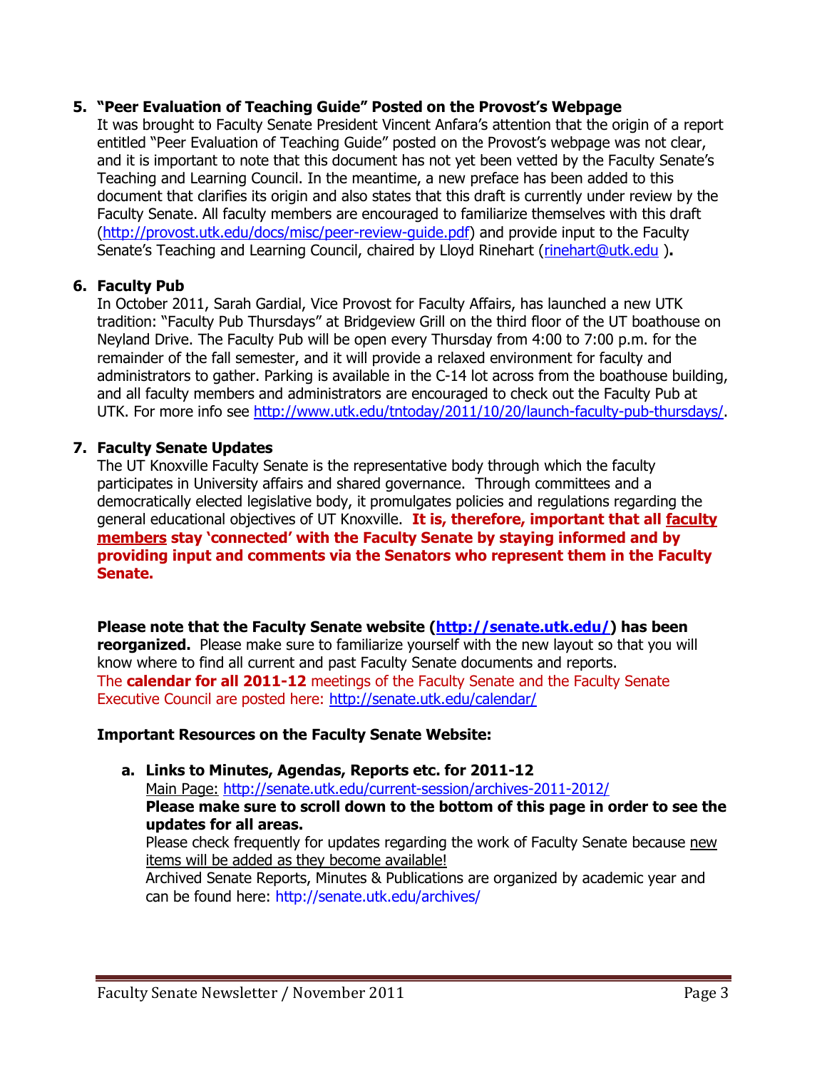5. **"Peer Evaluation of Teaching Guide" Posted on the Provost's Webpage**

   It was brought to Faculty Senate President Vincent Anfara's attention that the origin of a report entitled "Peer Evaluation of Teaching Guide" posted on the Provost's webpage was not clear, and it is important to note that this document has not yet been vetted by the Faculty Senate's Teaching and Learning Council. In the meantime, a new preface has been added to this document that clarifies its origin and also states that this draft is currently under review by the Faculty Senate. All faculty members are encouraged to familiarize themselves with this draft (http://provost.utk.edu/docs/misc/peer-review-guide.pdf) and provide input to the Faculty Senate's Teaching and Learning Council, chaired by Lloyd Rinehart (rinehart@utk.edu )**.**

6. **Faculty Pub**

   In October 2011, Sarah Gardial, Vice Provost for Faculty Affairs, has launched a new UTK tradition: "Faculty Pub Thursdays" at Bridgeview Grill on the third floor of the UT boathouse on Neyland Drive. The Faculty Pub will be open every Thursday from 4:00 to 7:00 p.m. for the remainder of the fall semester, and it will provide a relaxed environment for faculty and administrators to gather. Parking is available in the C-14 lot across from the boathouse building, and all faculty members and administrators are encouraged to check out the Faculty Pub at UTK. For more info see http://www.utk.edu/tntoday/2011/10/20/launch-faculty-pub-thursdays/.

7. **Faculty Senate Updates**

   The UT Knoxville Faculty Senate is the representative body through which the faculty participates in University affairs and shared governance. Through committees and a democratically elected legislative body, it promulgates policies and regulations regarding the general educational objectives of UT Knoxville. **It is, therefore, important that all <u>faculty members</u> stay 'connected' with the Faculty Senate by staying informed and by providing input and comments via the Senators who represent them in the Faculty Senate.**

   **Please note that the Faculty Senate website (http://senate.utk.edu/) has been reorganized.** Please make sure to familiarize yourself with the new layout so that you will know where to find all current and past Faculty Senate documents and reports.
   The **calendar for all 2011-12** meetings of the Faculty Senate and the Faculty Senate Executive Council are posted here: http://senate.utk.edu/calendar/

   **Important Resources on the Faculty Senate Website:**

   a. **Links to Minutes, Agendas, Reports etc. for 2011-12**
      <u>Main Page:</u> http://senate.utk.edu/current-session/archives-2011-2012/
      **Please make sure to scroll down to the bottom of this page in order to see the updates for all areas.**
      Please check frequently for updates regarding the work of Faculty Senate because <u>new items will be added as they become available!</u>
      Archived Senate Reports, Minutes & Publications are organized by academic year and can be found here: http://senate.utk.edu/archives/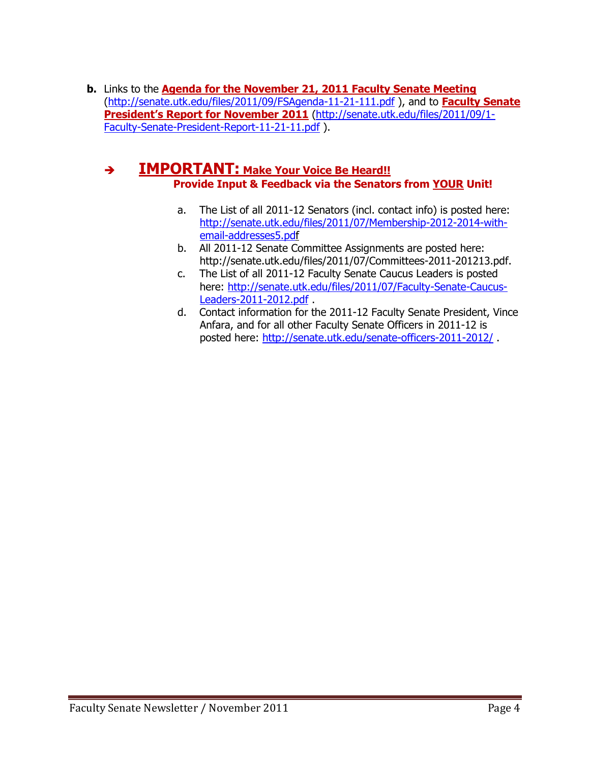**b.** Links to the **Agenda for the November 21, 2011 Faculty Senate Meeting** (http://senate.utk.edu/files/2011/09/FSAgenda-11-21-111.pdf ), and to **Faculty Senate President's Report for November 2011** (http://senate.utk.edu/files/2011/09/1-Faculty-Senate-President-Report-11-21-11.pdf ).

## ➔ IMPORTANT: Make Your Voice Be Heard!!

**Provide Input & Feedback via the Senators from YOUR Unit!**

a. The List of all 2011-12 Senators (incl. contact info) is posted here: http://senate.utk.edu/files/2011/07/Membership-2012-2014-with-email-addresses5.pdf
b. All 2011-12 Senate Committee Assignments are posted here: http://senate.utk.edu/files/2011/07/Committees-2011-201213.pdf.
c. The List of all 2011-12 Faculty Senate Caucus Leaders is posted here: http://senate.utk.edu/files/2011/07/Faculty-Senate-Caucus-Leaders-2011-2012.pdf .
d. Contact information for the 2011-12 Faculty Senate President, Vince Anfara, and for all other Faculty Senate Officers in 2011-12 is posted here: http://senate.utk.edu/senate-officers-2011-2012/ .